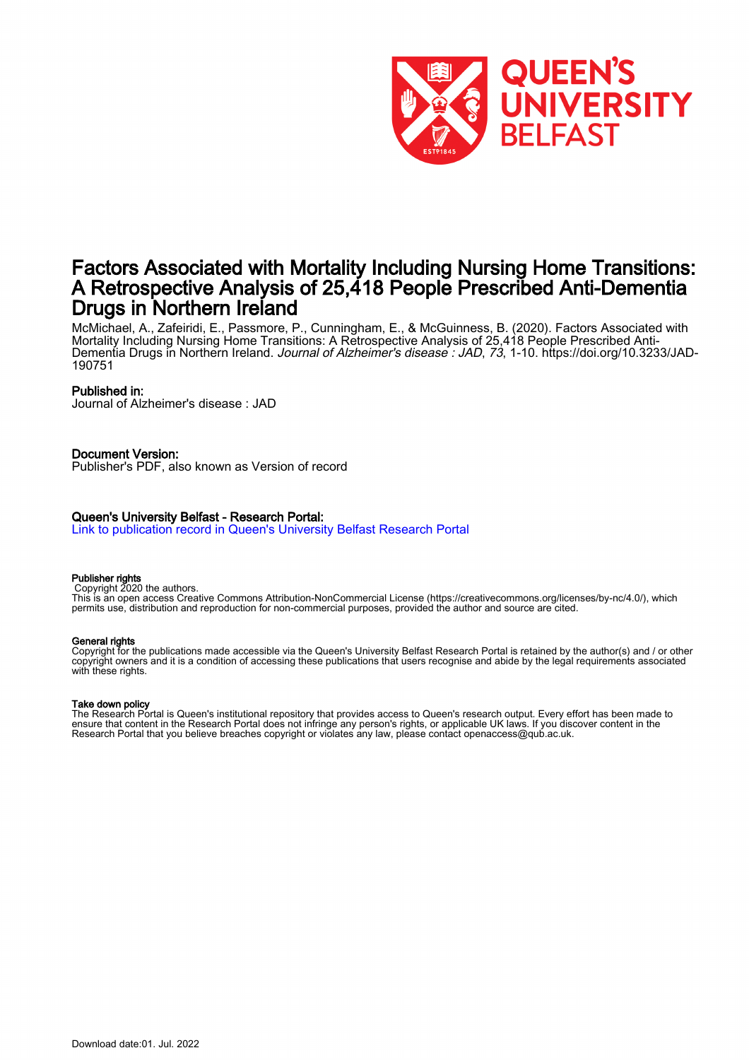# Factors Associated with Mortality Including Nursing Home Transitions: A Retrospective Analysis of 25,418 People Prescribed Anti-Dementia Drugs in Northern Ireland

McMichael, A., Zafeiridi, E., Passmore, P., Cunningham, E., & McGuinness, B. (2020). Factors Associated with Mortality Including Nursing Home Transitions: A Retrospective Analysis of 25,418 People Prescribed Anti-Dementia Drugs in Northern Ireland. *Journal of Alzheimer's disease : JAD*, *73*, 1-10. https://doi.org/10.3233/JAD-190751

## Published in:

Journal of Alzheimer's disease : JAD

## Document Version:

Publisher's PDF, also known as Version of record

## Queen's University Belfast - Research Portal:

Link to publication record in Queen's University Belfast Research Portal

### Publisher rights

Copyright 2020 the authors.
This is an open access Creative Commons Attribution-NonCommercial License (https://creativecommons.org/licenses/by-nc/4.0/), which permits use, distribution and reproduction for non-commercial purposes, provided the author and source are cited.

### General rights

Copyright for the publications made accessible via the Queen's University Belfast Research Portal is retained by the author(s) and / or other copyright owners and it is a condition of accessing these publications that users recognise and abide by the legal requirements associated with these rights.

### Take down policy

The Research Portal is Queen's institutional repository that provides access to Queen's research output. Every effort has been made to ensure that content in the Research Portal does not infringe any person's rights, or applicable UK laws. If you discover content in the Research Portal that you believe breaches copyright or violates any law, please contact openaccess@qub.ac.uk.

Download date:01. Jul. 2022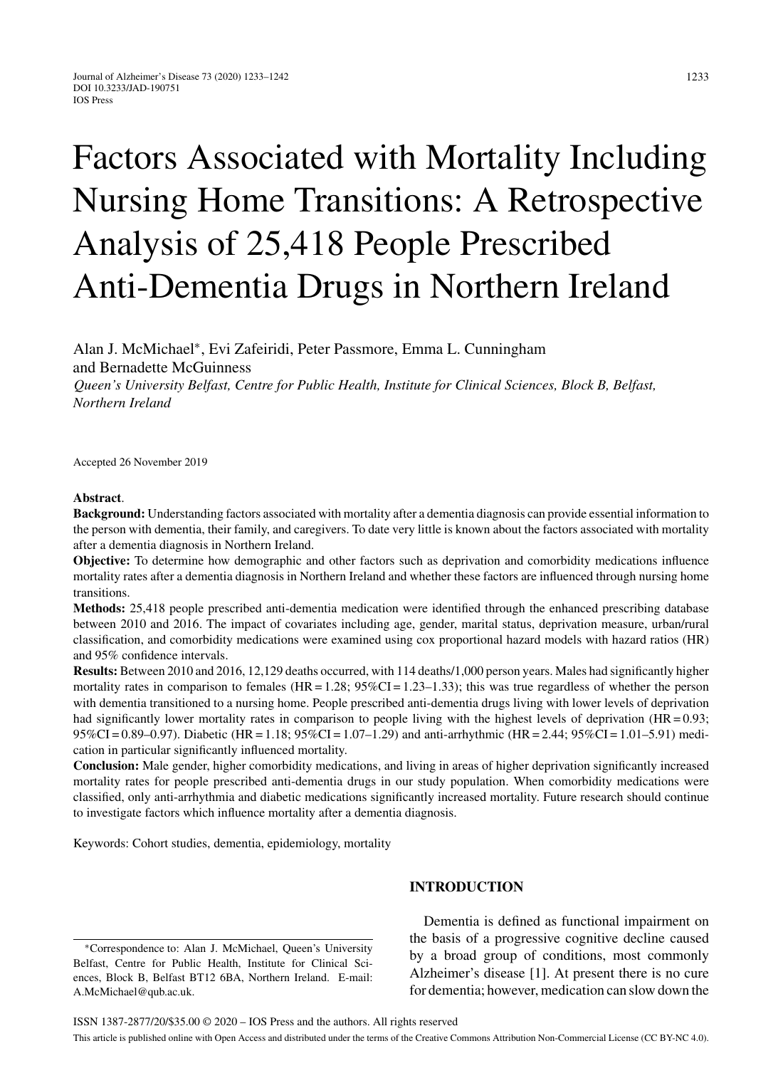# Factors Associated with Mortality Including Nursing Home Transitions: A Retrospective Analysis of 25,418 People Prescribed Anti-Dementia Drugs in Northern Ireland

Alan J. McMichael*, Evi Zafeiridi, Peter Passmore, Emma L. Cunningham and Bernadette McGuinness

*Queen's University Belfast, Centre for Public Health, Institute for Clinical Sciences, Block B, Belfast, Northern Ireland*

Accepted 26 November 2019

**Abstract**.

**Background:** Understanding factors associated with mortality after a dementia diagnosis can provide essential information to the person with dementia, their family, and caregivers. To date very little is known about the factors associated with mortality after a dementia diagnosis in Northern Ireland.

**Objective:** To determine how demographic and other factors such as deprivation and comorbidity medications influence mortality rates after a dementia diagnosis in Northern Ireland and whether these factors are influenced through nursing home transitions.

**Methods:** 25,418 people prescribed anti-dementia medication were identified through the enhanced prescribing database between 2010 and 2016. The impact of covariates including age, gender, marital status, deprivation measure, urban/rural classification, and comorbidity medications were examined using cox proportional hazard models with hazard ratios (HR) and 95% confidence intervals.

**Results:** Between 2010 and 2016, 12,129 deaths occurred, with 114 deaths/1,000 person years. Males had significantly higher mortality rates in comparison to females (HR = 1.28; 95%CI = 1.23–1.33); this was true regardless of whether the person with dementia transitioned to a nursing home. People prescribed anti-dementia drugs living with lower levels of deprivation had significantly lower mortality rates in comparison to people living with the highest levels of deprivation (HR = 0.93; 95%CI = 0.89–0.97). Diabetic (HR = 1.18; 95%CI = 1.07–1.29) and anti-arrhythmic (HR = 2.44; 95%CI = 1.01–5.91) medication in particular significantly influenced mortality.

**Conclusion:** Male gender, higher comorbidity medications, and living in areas of higher deprivation significantly increased mortality rates for people prescribed anti-dementia drugs in our study population. When comorbidity medications were classified, only anti-arrhythmia and diabetic medications significantly increased mortality. Future research should continue to investigate factors which influence mortality after a dementia diagnosis.

Keywords: Cohort studies, dementia, epidemiology, mortality

## INTRODUCTION

Dementia is defined as functional impairment on the basis of a progressive cognitive decline caused by a broad group of conditions, most commonly Alzheimer's disease [1]. At present there is no cure for dementia; however, medication can slow down the

*Correspondence to: Alan J. McMichael, Queen's University Belfast, Centre for Public Health, Institute for Clinical Sciences, Block B, Belfast BT12 6BA, Northern Ireland. E-mail: A.McMichael@qub.ac.uk.

ISSN 1387-2877/20/$35.00 © 2020 – IOS Press and the authors. All rights reserved

This article is published online with Open Access and distributed under the terms of the Creative Commons Attribution Non-Commercial License (CC BY-NC 4.0).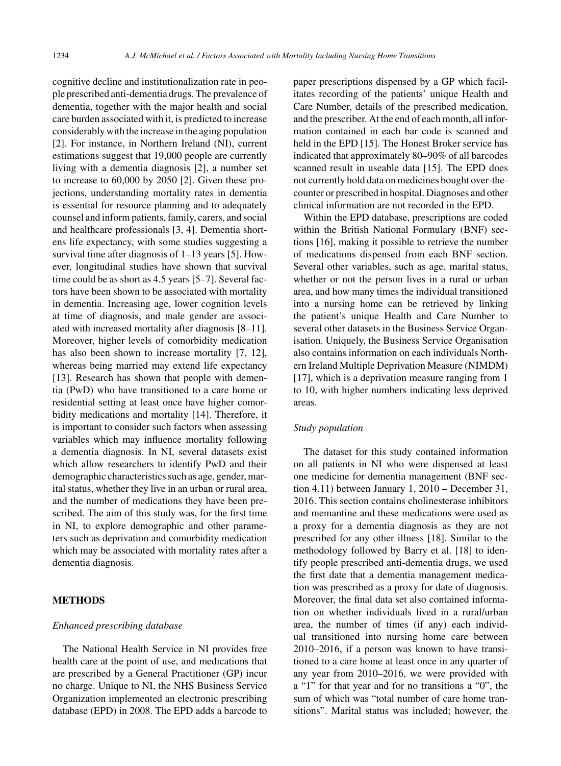cognitive decline and institutionalization rate in people prescribed anti-dementia drugs. The prevalence of dementia, together with the major health and social care burden associated with it, is predicted to increase considerably with the increase in the aging population [2]. For instance, in Northern Ireland (NI), current estimations suggest that 19,000 people are currently living with a dementia diagnosis [2], a number set to increase to 60,000 by 2050 [2]. Given these projections, understanding mortality rates in dementia is essential for resource planning and to adequately counsel and inform patients, family, carers, and social and healthcare professionals [3, 4]. Dementia shortens life expectancy, with some studies suggesting a survival time after diagnosis of 1–13 years [5]. However, longitudinal studies have shown that survival time could be as short as 4.5 years [5–7]. Several factors have been shown to be associated with mortality in dementia. Increasing age, lower cognition levels at time of diagnosis, and male gender are associated with increased mortality after diagnosis [8–11]. Moreover, higher levels of comorbidity medication has also been shown to increase mortality [7, 12], whereas being married may extend life expectancy [13]. Research has shown that people with dementia (PwD) who have transitioned to a care home or residential setting at least once have higher comorbidity medications and mortality [14]. Therefore, it is important to consider such factors when assessing variables which may influence mortality following a dementia diagnosis. In NI, several datasets exist which allow researchers to identify PwD and their demographic characteristics such as age, gender, marital status, whether they live in an urban or rural area, and the number of medications they have been prescribed. The aim of this study was, for the first time in NI, to explore demographic and other parameters such as deprivation and comorbidity medication which may be associated with mortality rates after a dementia diagnosis.

## METHODS

### *Enhanced prescribing database*

The National Health Service in NI provides free health care at the point of use, and medications that are prescribed by a General Practitioner (GP) incur no charge. Unique to NI, the NHS Business Service Organization implemented an electronic prescribing database (EPD) in 2008. The EPD adds a barcode to paper prescriptions dispensed by a GP which facilitates recording of the patients' unique Health and Care Number, details of the prescribed medication, and the prescriber. At the end of each month, all information contained in each bar code is scanned and held in the EPD [15]. The Honest Broker service has indicated that approximately 80–90% of all barcodes scanned result in useable data [15]. The EPD does not currently hold data on medicines bought over-the-counter or prescribed in hospital. Diagnoses and other clinical information are not recorded in the EPD.

Within the EPD database, prescriptions are coded within the British National Formulary (BNF) sections [16], making it possible to retrieve the number of medications dispensed from each BNF section. Several other variables, such as age, marital status, whether or not the person lives in a rural or urban area, and how many times the individual transitioned into a nursing home can be retrieved by linking the patient's unique Health and Care Number to several other datasets in the Business Service Organisation. Uniquely, the Business Service Organisation also contains information on each individuals Northern Ireland Multiple Deprivation Measure (NIMDM) [17], which is a deprivation measure ranging from 1 to 10, with higher numbers indicating less deprived areas.

### *Study population*

The dataset for this study contained information on all patients in NI who were dispensed at least one medicine for dementia management (BNF section 4.11) between January 1, 2010 – December 31, 2016. This section contains cholinesterase inhibitors and memantine and these medications were used as a proxy for a dementia diagnosis as they are not prescribed for any other illness [18]. Similar to the methodology followed by Barry et al. [18] to identify people prescribed anti-dementia drugs, we used the first date that a dementia management medication was prescribed as a proxy for date of diagnosis. Moreover, the final data set also contained information on whether individuals lived in a rural/urban area, the number of times (if any) each individual transitioned into nursing home care between 2010–2016, if a person was known to have transitioned to a care home at least once in any quarter of any year from 2010–2016, we were provided with a "1" for that year and for no transitions a "0", the sum of which was "total number of care home transitions". Marital status was included; however, the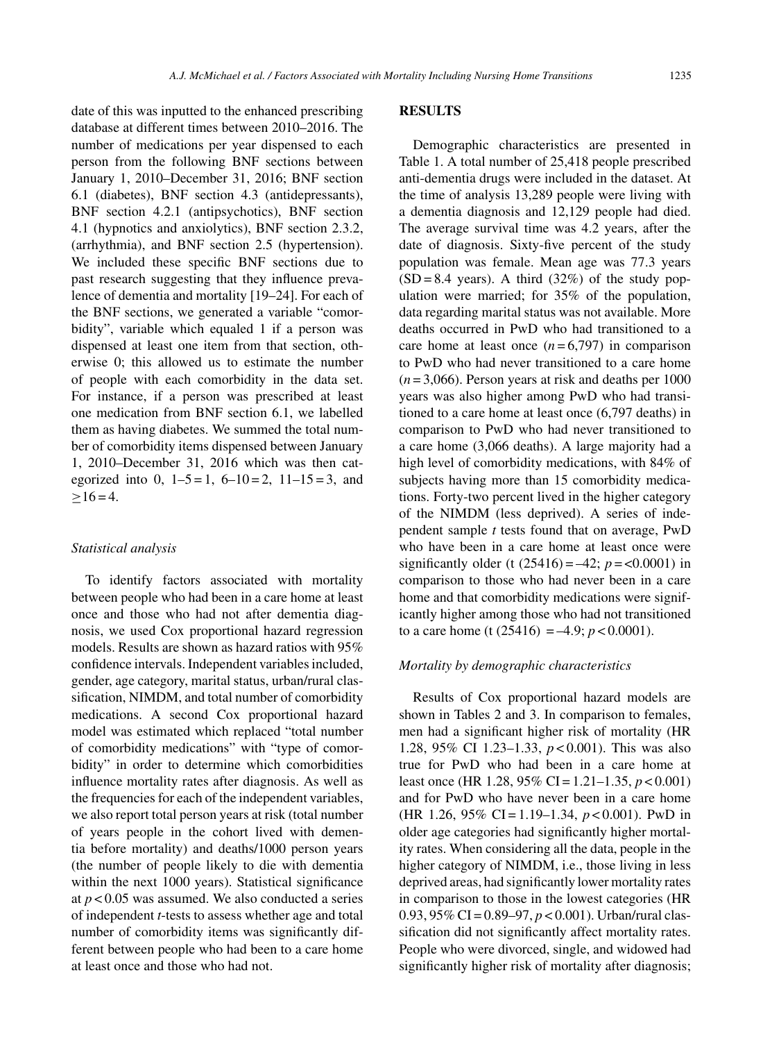date of this was inputted to the enhanced prescribing database at different times between 2010–2016. The number of medications per year dispensed to each person from the following BNF sections between January 1, 2010–December 31, 2016; BNF section 6.1 (diabetes), BNF section 4.3 (antidepressants), BNF section 4.2.1 (antipsychotics), BNF section 4.1 (hypnotics and anxiolytics), BNF section 2.3.2, (arrhythmia), and BNF section 2.5 (hypertension). We included these specific BNF sections due to past research suggesting that they influence prevalence of dementia and mortality [19–24]. For each of the BNF sections, we generated a variable "comorbidity", variable which equaled 1 if a person was dispensed at least one item from that section, otherwise 0; this allowed us to estimate the number of people with each comorbidity in the data set. For instance, if a person was prescribed at least one medication from BNF section 6.1, we labelled them as having diabetes. We summed the total number of comorbidity items dispensed between January 1, 2010–December 31, 2016 which was then categorized into 0, 1–5 = 1, 6–10 = 2, 11–15 = 3, and $\geq$16 = 4.

### *Statistical analysis*

To identify factors associated with mortality between people who had been in a care home at least once and those who had not after dementia diagnosis, we used Cox proportional hazard regression models. Results are shown as hazard ratios with 95% confidence intervals. Independent variables included, gender, age category, marital status, urban/rural classification, NIMDM, and total number of comorbidity medications. A second Cox proportional hazard model was estimated which replaced "total number of comorbidity medications" with "type of comorbidity" in order to determine which comorbidities influence mortality rates after diagnosis. As well as the frequencies for each of the independent variables, we also report total person years at risk (total number of years people in the cohort lived with dementia before mortality) and deaths/1000 person years (the number of people likely to die with dementia within the next 1000 years). Statistical significance at $p < 0.05$ was assumed. We also conducted a series of independent *t*-tests to assess whether age and total number of comorbidity items was significantly different between people who had been to a care home at least once and those who had not.

## RESULTS

Demographic characteristics are presented in Table 1. A total number of 25,418 people prescribed anti-dementia drugs were included in the dataset. At the time of analysis 13,289 people were living with a dementia diagnosis and 12,129 people had died. The average survival time was 4.2 years, after the date of diagnosis. Sixty-five percent of the study population was female. Mean age was 77.3 years (SD = 8.4 years). A third (32%) of the study population were married; for 35% of the population, data regarding marital status was not available. More deaths occurred in PwD who had transitioned to a care home at least once ($n$ = 6,797) in comparison to PwD who had never transitioned to a care home ($n$ = 3,066). Person years at risk and deaths per 1000 years was also higher among PwD who had transitioned to a care home at least once (6,797 deaths) in comparison to PwD who had never transitioned to a care home (3,066 deaths). A large majority had a high level of comorbidity medications, with 84% of subjects having more than 15 comorbidity medications. Forty-two percent lived in the higher category of the NIMDM (less deprived). A series of independent sample $t$ tests found that on average, PwD who have been in a care home at least once were significantly older ($t$ (25416) = –42; $p$ = <0.0001) in comparison to those who had never been in a care home and that comorbidity medications were significantly higher among those who had not transitioned to a care home ($t$ (25416) = –4.9; $p < 0.0001$).

### *Mortality by demographic characteristics*

Results of Cox proportional hazard models are shown in Tables 2 and 3. In comparison to females, men had a significant higher risk of mortality (HR 1.28, 95% CI 1.23–1.33, $p < 0.001$). This was also true for PwD who had been in a care home at least once (HR 1.28, 95% CI = 1.21–1.35, $p < 0.001$) and for PwD who have never been in a care home (HR 1.26, 95% CI = 1.19–1.34, $p < 0.001$). PwD in older age categories had significantly higher mortality rates. When considering all the data, people in the higher category of NIMDM, i.e., those living in less deprived areas, had significantly lower mortality rates in comparison to those in the lowest categories (HR 0.93, 95% CI = 0.89–97, $p < 0.001$). Urban/rural classification did not significantly affect mortality rates. People who were divorced, single, and widowed had significantly higher risk of mortality after diagnosis;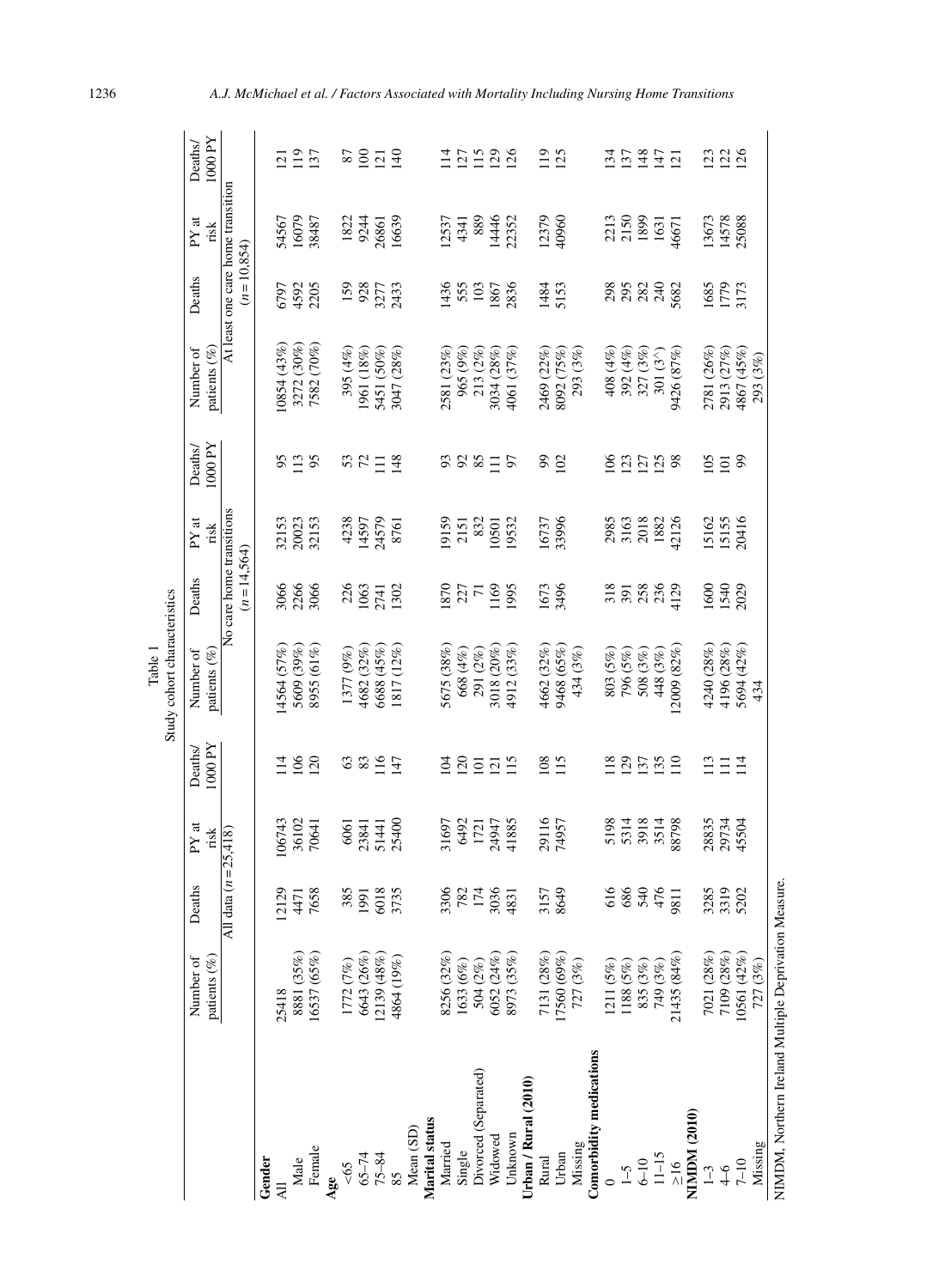Table 1
Study cohort characteristics

| | Number of patients (%) | Deaths | PY at risk | Deaths/ 1000 PY | Number of patients (%) | Deaths | PY at risk | Deaths/ 1000 PY | Number of patients (%) | Deaths | PY at risk | Deaths/ 1000 PY |
|---|---|---|---|---|---|---|---|---|---|---|---|---|
| | All data (n = 25,418) | | | | No care home transitions (n = 14,564) | | | | At least one care home transition (n = 10,854) | | | |
| **Gender** | | | | | | | | | | | | |
| All | 25418 | 12129 | 106743 | 114 | 14564 (57%) | 3066 | 32153 | 95 | 10854 (43%) | 6797 | 54567 | 121 |
| Male | 8881 (35%) | 4471 | 36102 | 106 | 5609 (39%) | 2266 | 20023 | 113 | 3272 (30%) | 4592 | 16079 | 119 |
| Female | 16537 (65%) | 7658 | 70641 | 120 | 8955 (61%) | 3066 | 32153 | 95 | 7582 (70%) | 2205 | 38487 | 137 |
| **Age** | | | | | | | | | | | | |
| <65 | 1772 (7%) | 385 | 6061 | 63 | 1377 (9%) | 226 | 4238 | 53 | 395 (4%) | 159 | 1822 | 87 |
| 65–74 | 6643 (26%) | 1991 | 23841 | 83 | 4682 (32%) | 1063 | 14597 | 72 | 1961 (18%) | 928 | 9244 | 100 |
| 75–84 | 12139 (48%) | 6018 | 51441 | 116 | 6688 (45%) | 2741 | 24579 | 111 | 5451 (50%) | 3277 | 26861 | 121 |
| 85 | 4864 (19%) | 3735 | 25400 | 147 | 1817 (12%) | 1302 | 8761 | 148 | 3047 (28%) | 2433 | 16639 | 140 |
| Mean (SD) | | | | | | | | | | | | |
| **Marital status** | | | | | | | | | | | | |
| Married | 8256 (32%) | 3306 | 31697 | 104 | 5675 (38%) | 1870 | 19159 | 93 | 2581 (23%) | 1436 | 12537 | 114 |
| Single | 1633 (6%) | 782 | 6492 | 120 | 668 (4%) | 227 | 2151 | 92 | 965 (9%) | 555 | 4341 | 127 |
| Divorced (Separated) | 504 (2%) | 174 | 1721 | 101 | 291 (2%) | 71 | 832 | 85 | 213 (2%) | 103 | 889 | 115 |
| Widowed | 6052 (24%) | 3036 | 24947 | 121 | 3018 (20%) | 1169 | 10501 | 111 | 3034 (28%) | 1867 | 14446 | 129 |
| Unknown | 8973 (35%) | 4831 | 41885 | 115 | 4912 (33%) | 1995 | 19532 | 97 | 4061 (37%) | 2836 | 22352 | 126 |
| **Urban / Rural (2010)** | | | | | | | | | | | | |
| Rural | 7131 (28%) | 3157 | 29116 | 108 | 4662 (32%) | 1673 | 16737 | 99 | 2469 (22%) | 1484 | 12379 | 119 |
| Urban | 17560 (69%) | 8649 | 74957 | 115 | 9468 (65%) | 3496 | 33996 | 102 | 8092 (75%) | 5153 | 40960 | 125 |
| Missing | 727 (3%) | | | | 434 (3%) | | | | 293 (3%) | | | |
| **Comorbidity medications** | | | | | | | | | | | | |
| 0 | 1211 (5%) | 616 | 5198 | 118 | 803 (5%) | 318 | 2985 | 106 | 408 (4%) | 298 | 2213 | 134 |
| 1–5 | 1188 (5%) | 686 | 5314 | 129 | 796 (5%) | 391 | 3163 | 123 | 392 (4%) | 295 | 2150 | 137 |
| 6–10 | 835 (3%) | 540 | 3918 | 137 | 508 (3% | 258 | 2018 | 127 | 327 (3%) | 282 | 1899 | 148 |
| 11–15 | 749 (3%) | 476 | 3514 | 135 | 448 (3% | 236 | 1882 | 125 | 301 (3^) | 240 | 1631 | 147 |
| ≥16 | 21435 (84%) | 9811 | 88798 | 110 | 12009 (82% | 4129 | 42126 | 98 | 9426 (87% | 5682 | 46671 | 121 |
| **NIMDM (2010)** | | | | | | | | | | | | |
| 1–3 | 7021 (28%) | 3285 | 28835 | 113 | 4240 (28% | 1600 | 15162 | 105 | 2781 (26%) | 1685 | 13673 | 123 |
| 4–6 | 7109 (28%) | 3319 | 29734 | 111 | 4196 (28% | 1540 | 15155 | 101 | 2913 (27%) | 1779 | 14578 | 122 |
| 7–10 | 10561 (42%) | 5202 | 45504 | 114 | 5694 (42% | 2029 | 20416 | 99 | 4867 (45%) | 3173 | 25088 | 126 |
| Missing | 727 (3%) | | | | 434 | | | | 293 (3%) | | | |

NIMDM, Northern Ireland Multiple Deprivation Measure.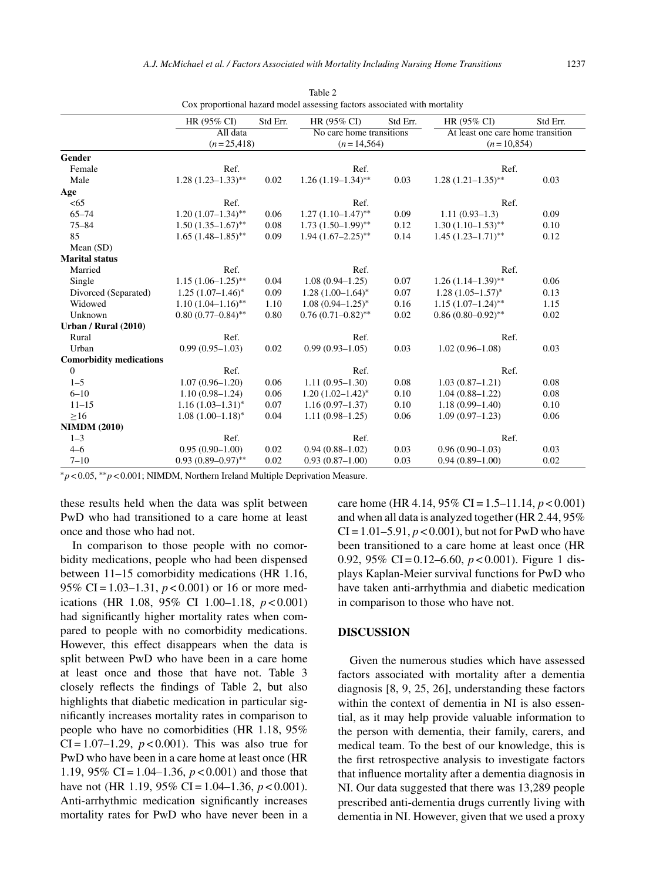Table 2
Cox proportional hazard model assessing factors associated with mortality

| | HR (95% CI) | Std Err. | HR (95% CI) | Std Err. | HR (95% CI) | Std Err. |
|---|---|---|---|---|---|---|
| | All data ($n = 25{,}418$) | | No care home transitions ($n = 14{,}564$) | | At least one care home transition ($n = 10{,}854$) | |
| **Gender** | | | | | | |
| Female | Ref. | | Ref. | | Ref. | |
| Male | 1.28 (1.23–1.33)** | 0.02 | 1.26 (1.19–1.34)** | 0.03 | 1.28 (1.21–1.35)** | 0.03 |
| **Age** | | | | | | |
| <65 | Ref. | | Ref. | | Ref. | |
| 65–74 | 1.20 (1.07–1.34)** | 0.06 | 1.27 (1.10–1.47)** | 0.09 | 1.11 (0.93–1.3) | 0.09 |
| 75–84 | 1.50 (1.35–1.67)** | 0.08 | 1.73 (1.50–1.99)** | 0.12 | 1.30 (1.10–1.53)** | 0.10 |
| 85 | 1.65 (1.48–1.85)** | 0.09 | 1.94 (1.67–2.25)** | 0.14 | 1.45 (1.23–1.71)** | 0.12 |
| Mean (SD) | | | | | | |
| **Marital status** | | | | | | |
| Married | Ref. | | Ref. | | Ref. | |
| Single | 1.15 (1.06–1.25)** | 0.04 | 1.08 (0.94–1.25) | 0.07 | 1.26 (1.14–1.39)** | 0.06 |
| Divorced (Separated) | 1.25 (1.07–1.46)* | 0.09 | 1.28 (1.00–1.64)* | 0.07 | 1.28 (1.05–1.57)* | 0.13 |
| Widowed | 1.10 (1.04–1.16)** | 1.10 | 1.08 (0.94–1.25)* | 0.16 | 1.15 (1.07–1.24)** | 1.15 |
| Unknown | 0.80 (0.77–0.84)** | 0.80 | 0.76 (0.71–0.82)** | 0.02 | 0.86 (0.80–0.92)** | 0.02 |
| **Urban / Rural (2010)** | | | | | | |
| Rural | Ref. | | Ref. | | Ref. | |
| Urban | 0.99 (0.95–1.03) | 0.02 | 0.99 (0.93–1.05) | 0.03 | 1.02 (0.96–1.08) | 0.03 |
| **Comorbidity medications** | | | | | | |
| 0 | Ref. | | Ref. | | Ref. | |
| 1–5 | 1.07 (0.96–1.20) | 0.06 | 1.11 (0.95–1.30) | 0.08 | 1.03 (0.87–1.21) | 0.08 |
| 6–10 | 1.10 (0.98–1.24) | 0.06 | 1.20 (1.02–1.42)* | 0.10 | 1.04 (0.88–1.22) | 0.08 |
| 11–15 | 1.16 (1.03–1.31)* | 0.07 | 1.16 (0.97–1.37) | 0.10 | 1.18 (0.99–1.40) | 0.10 |
| ≥16 | 1.08 (1.00–1.18)* | 0.04 | 1.11 (0.98–1.25) | 0.06 | 1.09 (0.97–1.23) | 0.06 |
| **NIMDM (2010)** | | | | | | |
| 1–3 | Ref. | | Ref. | | Ref. | |
| 4–6 | 0.95 (0.90–1.00) | 0.02 | 0.94 (0.88–1.02) | 0.03 | 0.96 (0.90–1.03) | 0.03 |
| 7–10 | 0.93 (0.89–0.97)** | 0.02 | 0.93 (0.87–1.00) | 0.03 | 0.94 (0.89–1.00) | 0.02 |

*$p < 0.05$, **$p < 0.001$; NIMDM, Northern Ireland Multiple Deprivation Measure.

these results held when the data was split between PwD who had transitioned to a care home at least once and those who had not.

In comparison to those people with no comorbidity medications, people who had been dispensed between 11–15 comorbidity medications (HR 1.16, 95% CI = 1.03–1.31, $p < 0.001$) or 16 or more medications (HR 1.08, 95% CI 1.00–1.18, $p < 0.001$) had significantly higher mortality rates when compared to people with no comorbidity medications. However, this effect disappears when the data is split between PwD who have been in a care home at least once and those that have not. Table 3 closely reflects the findings of Table 2, but also highlights that diabetic medication in particular significantly increases mortality rates in comparison to people who have no comorbidities (HR 1.18, 95% CI = 1.07–1.29, $p < 0.001$). This was also true for PwD who have been in a care home at least once (HR 1.19, 95% CI = 1.04–1.36, $p < 0.001$) and those that have not (HR 1.19, 95% CI = 1.04–1.36, $p < 0.001$). Anti-arrhythmic medication significantly increases mortality rates for PwD who have never been in a care home (HR 4.14, 95% CI = 1.5–11.14, $p < 0.001$) and when all data is analyzed together (HR 2.44, 95% CI = 1.01–5.91, $p < 0.001$), but not for PwD who have been transitioned to a care home at least once (HR 0.92, 95% CI = 0.12–6.60, $p < 0.001$). Figure 1 displays Kaplan-Meier survival functions for PwD who have taken anti-arrhythmia and diabetic medication in comparison to those who have not.

## DISCUSSION

Given the numerous studies which have assessed factors associated with mortality after a dementia diagnosis [8, 9, 25, 26], understanding these factors within the context of dementia in NI is also essential, as it may help provide valuable information to the person with dementia, their family, carers, and medical team. To the best of our knowledge, this is the first retrospective analysis to investigate factors that influence mortality after a dementia diagnosis in NI. Our data suggested that there was 13,289 people prescribed anti-dementia drugs currently living with dementia in NI. However, given that we used a proxy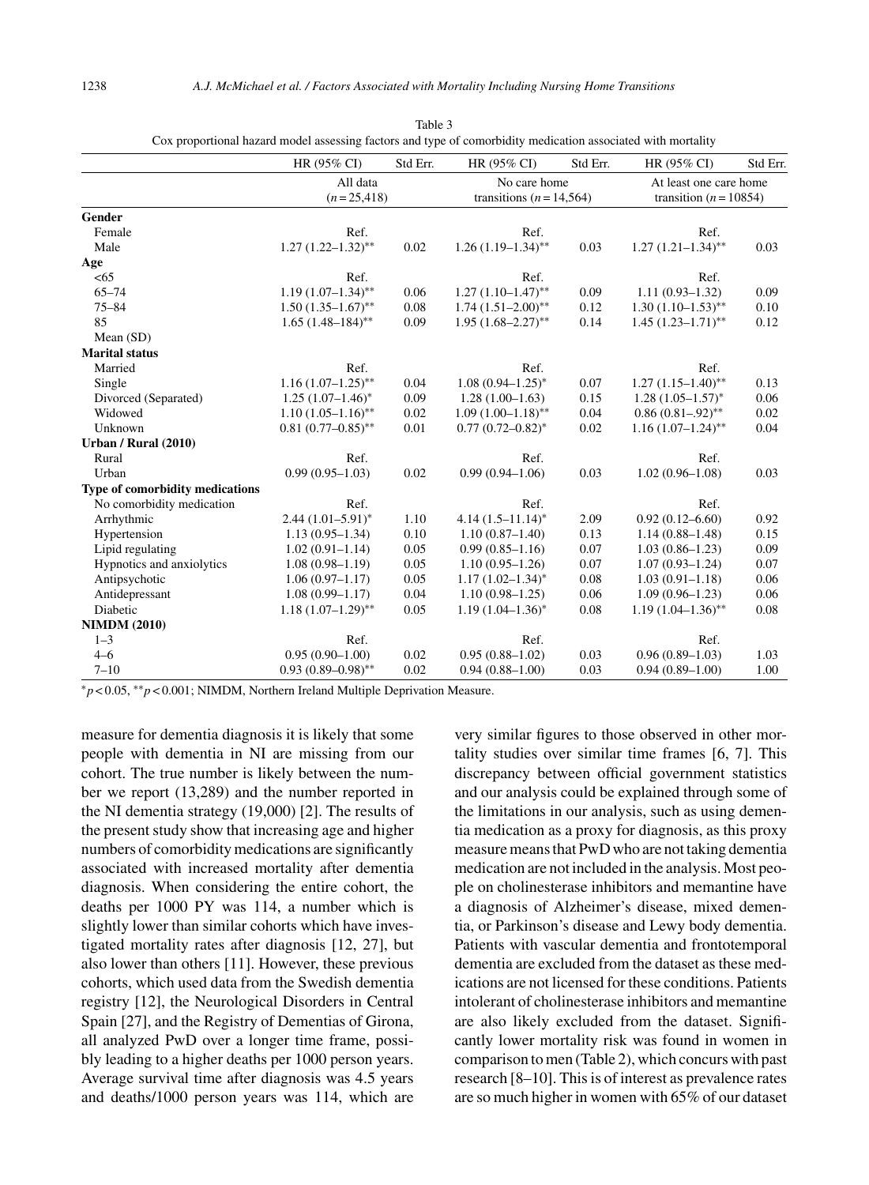Table 3
Cox proportional hazard model assessing factors and type of comorbidity medication associated with mortality

| | HR (95% CI) | Std Err. | HR (95% CI) | Std Err. | HR (95% CI) | Std Err. |
|---|---|---|---|---|---|---|
| | All data ($n = 25,418$) | | No care home transitions ($n = 14,564$) | | At least one care home transition ($n = 10854$) | |
| **Gender** | | | | | | |
| Female | Ref. | | Ref. | | Ref. | |
| Male | 1.27 (1.22–1.32)** | 0.02 | 1.26 (1.19–1.34)** | 0.03 | 1.27 (1.21–1.34)** | 0.03 |
| **Age** | | | | | | |
| <65 | Ref. | | Ref. | | Ref. | |
| 65–74 | 1.19 (1.07–1.34)** | 0.06 | 1.27 (1.10–1.47)** | 0.09 | 1.11 (0.93–1.32) | 0.09 |
| 75–84 | 1.50 (1.35–1.67)** | 0.08 | 1.74 (1.51–2.00)** | 0.12 | 1.30 (1.10–1.53)** | 0.10 |
| 85 | 1.65 (1.48–184)** | 0.09 | 1.95 (1.68–2.27)** | 0.14 | 1.45 (1.23–1.71)** | 0.12 |
| Mean (SD) | | | | | | |
| **Marital status** | | | | | | |
| Married | Ref. | | Ref. | | Ref. | |
| Single | 1.16 (1.07–1.25)** | 0.04 | 1.08 (0.94–1.25)* | 0.07 | 1.27 (1.15–1.40)** | 0.13 |
| Divorced (Separated) | 1.25 (1.07–1.46)* | 0.09 | 1.28 (1.00–1.63) | 0.15 | 1.28 (1.05–1.57)* | 0.06 |
| Widowed | 1.10 (1.05–1.16)** | 0.02 | 1.09 (1.00–1.18)** | 0.04 | 0.86 (0.81–.92)** | 0.02 |
| Unknown | 0.81 (0.77–0.85)** | 0.01 | 0.77 (0.72–0.82)* | 0.02 | 1.16 (1.07–1.24)** | 0.04 |
| **Urban / Rural (2010)** | | | | | | |
| Rural | Ref. | | Ref. | | Ref. | |
| Urban | 0.99 (0.95–1.03) | 0.02 | 0.99 (0.94–1.06) | 0.03 | 1.02 (0.96–1.08) | 0.03 |
| **Type of comorbidity medications** | | | | | | |
| No comorbidity medication | Ref. | | Ref. | | Ref. | |
| Arrhythmic | 2.44 (1.01–5.91)* | 1.10 | 4.14 (1.5–11.14)* | 2.09 | 0.92 (0.12–6.60) | 0.92 |
| Hypertension | 1.13 (0.95–1.34) | 0.10 | 1.10 (0.87–1.40) | 0.13 | 1.14 (0.88–1.48) | 0.15 |
| Lipid regulating | 1.02 (0.91–1.14) | 0.05 | 0.99 (0.85–1.16) | 0.07 | 1.03 (0.86–1.23) | 0.09 |
| Hypnotics and anxiolytics | 1.08 (0.98–1.19) | 0.05 | 1.10 (0.95–1.26) | 0.07 | 1.07 (0.93–1.24) | 0.07 |
| Antipsychotic | 1.06 (0.97–1.17) | 0.05 | 1.17 (1.02–1.34)* | 0.08 | 1.03 (0.91–1.18) | 0.06 |
| Antidepressant | 1.08 (0.99–1.17) | 0.04 | 1.10 (0.98–1.25) | 0.06 | 1.09 (0.96–1.23) | 0.06 |
| Diabetic | 1.18 (1.07–1.29)** | 0.05 | 1.19 (1.04–1.36)* | 0.08 | 1.19 (1.04–1.36)** | 0.08 |
| **NIMDM (2010)** | | | | | | |
| 1–3 | Ref. | | Ref. | | Ref. | |
| 4–6 | 0.95 (0.90–1.00) | 0.02 | 0.95 (0.88–1.02) | 0.03 | 0.96 (0.89–1.03) | 1.03 |
| 7–10 | 0.93 (0.89–0.98)** | 0.02 | 0.94 (0.88–1.00) | 0.03 | 0.94 (0.89–1.00) | 1.00 |

*$p < 0.05$, **$p < 0.001$; NIMDM, Northern Ireland Multiple Deprivation Measure.

measure for dementia diagnosis it is likely that some people with dementia in NI are missing from our cohort. The true number is likely between the number we report (13,289) and the number reported in the NI dementia strategy (19,000) [2]. The results of the present study show that increasing age and higher numbers of comorbidity medications are significantly associated with increased mortality after dementia diagnosis. When considering the entire cohort, the deaths per 1000 PY was 114, a number which is slightly lower than similar cohorts which have investigated mortality rates after diagnosis [12, 27], but also lower than others [11]. However, these previous cohorts, which used data from the Swedish dementia registry [12], the Neurological Disorders in Central Spain [27], and the Registry of Dementias of Girona, all analyzed PwD over a longer time frame, possibly leading to a higher deaths per 1000 person years. Average survival time after diagnosis was 4.5 years and deaths/1000 person years was 114, which are very similar figures to those observed in other mortality studies over similar time frames [6, 7]. This discrepancy between official government statistics and our analysis could be explained through some of the limitations in our analysis, such as using dementia medication as a proxy for diagnosis, as this proxy measure means that PwD who are not taking dementia medication are not included in the analysis. Most people on cholinesterase inhibitors and memantine have a diagnosis of Alzheimer's disease, mixed dementia, or Parkinson's disease and Lewy body dementia. Patients with vascular dementia and frontotemporal dementia are excluded from the dataset as these medications are not licensed for these conditions. Patients intolerant of cholinesterase inhibitors and memantine are also likely excluded from the dataset. Significantly lower mortality risk was found in women in comparison to men (Table 2), which concurs with past research [8–10]. This is of interest as prevalence rates are so much higher in women with 65% of our dataset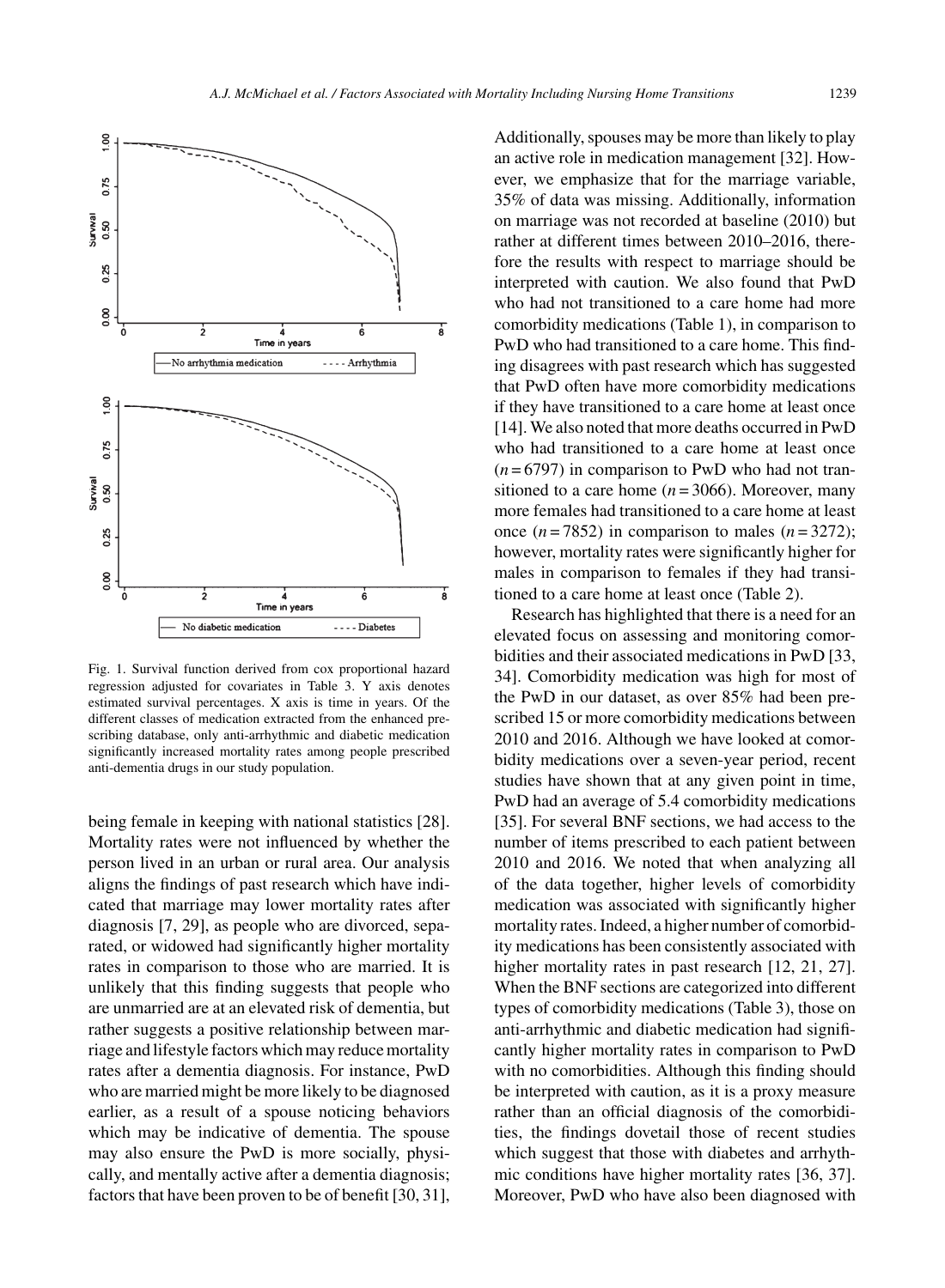Fig. 1. Survival function derived from cox proportional hazard regression adjusted for covariates in Table 3. Y axis denotes estimated survival percentages. X axis is time in years. Of the different classes of medication extracted from the enhanced prescribing database, only anti-arrhythmic and diabetic medication significantly increased mortality rates among people prescribed anti-dementia drugs in our study population.

being female in keeping with national statistics [28]. Mortality rates were not influenced by whether the person lived in an urban or rural area. Our analysis aligns the findings of past research which have indicated that marriage may lower mortality rates after diagnosis [7, 29], as people who are divorced, separated, or widowed had significantly higher mortality rates in comparison to those who are married. It is unlikely that this finding suggests that people who are unmarried are at an elevated risk of dementia, but rather suggests a positive relationship between marriage and lifestyle factors which may reduce mortality rates after a dementia diagnosis. For instance, PwD who are married might be more likely to be diagnosed earlier, as a result of a spouse noticing behaviors which may be indicative of dementia. The spouse may also ensure the PwD is more socially, physically, and mentally active after a dementia diagnosis; factors that have been proven to be of benefit [30, 31]. Additionally, spouses may be more than likely to play an active role in medication management [32]. However, we emphasize that for the marriage variable, 35% of data was missing. Additionally, information on marriage was not recorded at baseline (2010) but rather at different times between 2010–2016, therefore the results with respect to marriage should be interpreted with caution. We also found that PwD who had not transitioned to a care home had more comorbidity medications (Table 1), in comparison to PwD who had transitioned to a care home. This finding disagrees with past research which has suggested that PwD often have more comorbidity medications if they have transitioned to a care home at least once [14]. We also noted that more deaths occurred in PwD who had transitioned to a care home at least once ($n = 6797$) in comparison to PwD who had not transitioned to a care home ($n = 3066$). Moreover, many more females had transitioned to a care home at least once ($n = 7852$) in comparison to males ($n = 3272$); however, mortality rates were significantly higher for males in comparison to females if they had transitioned to a care home at least once (Table 2).

Research has highlighted that there is a need for an elevated focus on assessing and monitoring comorbidities and their associated medications in PwD [33, 34]. Comorbidity medication was high for most of the PwD in our dataset, as over 85% had been prescribed 15 or more comorbidity medications between 2010 and 2016. Although we have looked at comorbidity medications over a seven-year period, recent studies have shown that at any given point in time, PwD had an average of 5.4 comorbidity medications [35]. For several BNF sections, we had access to the number of items prescribed to each patient between 2010 and 2016. We noted that when analyzing all of the data together, higher levels of comorbidity medication was associated with significantly higher mortality rates. Indeed, a higher number of comorbidity medications has been consistently associated with higher mortality rates in past research [12, 21, 27]. When the BNF sections are categorized into different types of comorbidity medications (Table 3), those on anti-arrhythmic and diabetic medication had significantly higher mortality rates in comparison to PwD with no comorbidities. Although this finding should be interpreted with caution, as it is a proxy measure rather than an official diagnosis of the comorbidities, the findings dovetail those of recent studies which suggest that those with diabetes and arrhythmic conditions have higher mortality rates [36, 37]. Moreover, PwD who have also been diagnosed with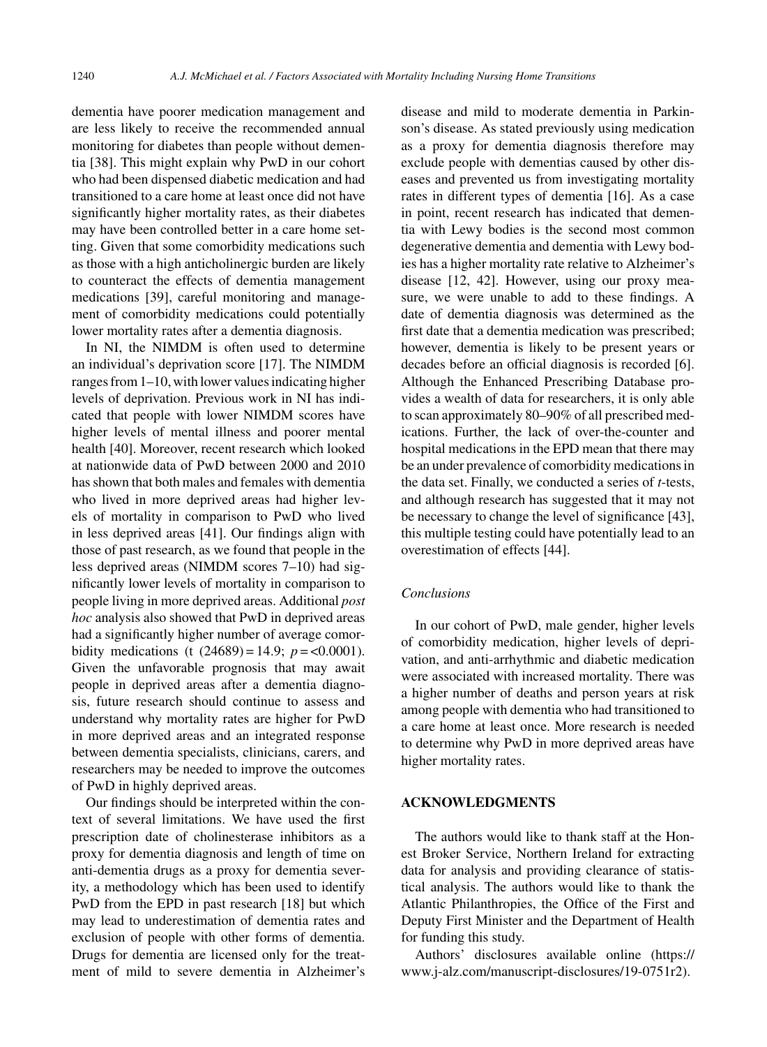dementia have poorer medication management and are less likely to receive the recommended annual monitoring for diabetes than people without dementia [38]. This might explain why PwD in our cohort who had been dispensed diabetic medication and had transitioned to a care home at least once did not have significantly higher mortality rates, as their diabetes may have been controlled better in a care home setting. Given that some comorbidity medications such as those with a high anticholinergic burden are likely to counteract the effects of dementia management medications [39], careful monitoring and management of comorbidity medications could potentially lower mortality rates after a dementia diagnosis.

In NI, the NIMDM is often used to determine an individual's deprivation score [17]. The NIMDM ranges from 1–10, with lower values indicating higher levels of deprivation. Previous work in NI has indicated that people with lower NIMDM scores have higher levels of mental illness and poorer mental health [40]. Moreover, recent research which looked at nationwide data of PwD between 2000 and 2010 has shown that both males and females with dementia who lived in more deprived areas had higher levels of mortality in comparison to PwD who lived in less deprived areas [41]. Our findings align with those of past research, as we found that people in the less deprived areas (NIMDM scores 7–10) had significantly lower levels of mortality in comparison to people living in more deprived areas. Additional *post hoc* analysis also showed that PwD in deprived areas had a significantly higher number of average comorbidity medications ($t\ (24689) = 14.9$; $p = <0.0001$). Given the unfavorable prognosis that may await people in deprived areas after a dementia diagnosis, future research should continue to assess and understand why mortality rates are higher for PwD in more deprived areas and an integrated response between dementia specialists, clinicians, carers, and researchers may be needed to improve the outcomes of PwD in highly deprived areas.

Our findings should be interpreted within the context of several limitations. We have used the first prescription date of cholinesterase inhibitors as a proxy for dementia diagnosis and length of time on anti-dementia drugs as a proxy for dementia severity, a methodology which has been used to identify PwD from the EPD in past research [18] but which may lead to underestimation of dementia rates and exclusion of people with other forms of dementia. Drugs for dementia are licensed only for the treatment of mild to severe dementia in Alzheimer's disease and mild to moderate dementia in Parkinson's disease. As stated previously using medication as a proxy for dementia diagnosis therefore may exclude people with dementias caused by other diseases and prevented us from investigating mortality rates in different types of dementia [16]. As a case in point, recent research has indicated that dementia with Lewy bodies is the second most common degenerative dementia and dementia with Lewy bodies has a higher mortality rate relative to Alzheimer's disease [12, 42]. However, using our proxy measure, we were unable to add to these findings. A date of dementia diagnosis was determined as the first date that a dementia medication was prescribed; however, dementia is likely to be present years or decades before an official diagnosis is recorded [6]. Although the Enhanced Prescribing Database provides a wealth of data for researchers, it is only able to scan approximately 80–90% of all prescribed medications. Further, the lack of over-the-counter and hospital medications in the EPD mean that there may be an under prevalence of comorbidity medications in the data set. Finally, we conducted a series of *t*-tests, and although research has suggested that it may not be necessary to change the level of significance [43], this multiple testing could have potentially lead to an overestimation of effects [44].

### *Conclusions*

In our cohort of PwD, male gender, higher levels of comorbidity medication, higher levels of deprivation, and anti-arrhythmic and diabetic medication were associated with increased mortality. There was a higher number of deaths and person years at risk among people with dementia who had transitioned to a care home at least once. More research is needed to determine why PwD in more deprived areas have higher mortality rates.

## ACKNOWLEDGMENTS

The authors would like to thank staff at the Honest Broker Service, Northern Ireland for extracting data for analysis and providing clearance of statistical analysis. The authors would like to thank the Atlantic Philanthropies, the Office of the First and Deputy First Minister and the Department of Health for funding this study.

Authors' disclosures available online (https://www.j-alz.com/manuscript-disclosures/19-0751r2).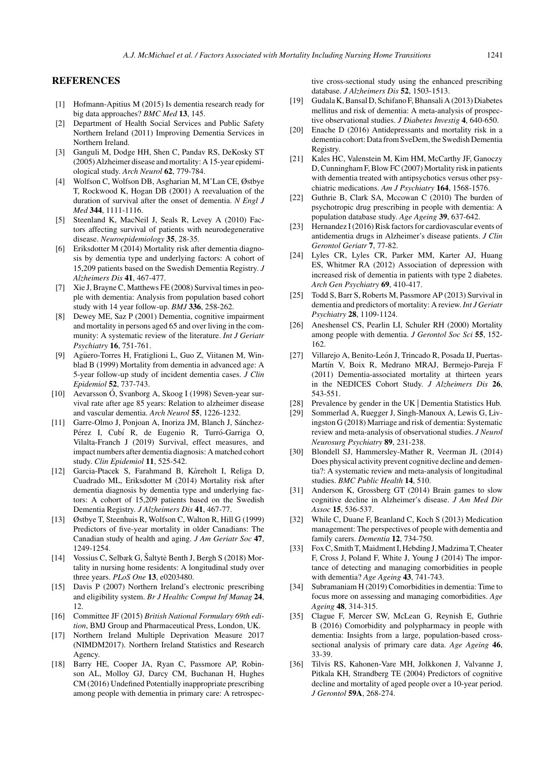## REFERENCES

[1] Hofmann-Apitius M (2015) Is dementia research ready for big data approaches? *BMC Med* **13**, 145.

[2] Department of Health Social Services and Public Safety Northern Ireland (2011) Improving Dementia Services in Northern Ireland.

[3] Ganguli M, Dodge HH, Shen C, Pandav RS, DeKosky ST (2005) Alzheimer disease and mortality: A 15-year epidemiological study. *Arch Neurol* **62**, 779-784.

[4] Wolfson C, Wolfson DB, Asgharian M, M'Lan CE, Østbye T, Rockwood K, Hogan DB (2001) A reevaluation of the duration of survival after the onset of dementia. *N Engl J Med* **344**, 1111-1116.

[5] Steenland K, MacNeil J, Seals R, Levey A (2010) Factors affecting survival of patients with neurodegenerative disease. *Neuroepidemiology* **35**, 28-35.

[6] Eriksdotter M (2014) Mortality risk after dementia diagnosis by dementia type and underlying factors: A cohort of 15,209 patients based on the Swedish Dementia Registry. *J Alzheimers Dis* **41**, 467-477.

[7] Xie J, Brayne C, Matthews FE (2008) Survival times in people with dementia: Analysis from population based cohort study with 14 year follow-up. *BMJ* **336**, 258-262.

[8] Dewey ME, Saz P (2001) Dementia, cognitive impairment and mortality in persons aged 65 and over living in the community: A systematic review of the literature. *Int J Geriatr Psychiatry* **16**, 751-761.

[9] Agüero-Torres H, Fratiglioni L, Guo Z, Viitanen M, Winblad B (1999) Mortality from dementia in advanced age: A 5-year follow-up study of incident dementia cases. *J Clin Epidemiol* **52**, 737-743.

[10] Aevarsson Ó, Svanborg A, Skoog I (1998) Seven-year survival rate after age 85 years: Relation to alzheimer disease and vascular dementia. *Arch Neurol* **55**, 1226-1232.

[11] Garre-Olmo J, Ponjoan A, Inoriza JM, Blanch J, Sánchez-Pérez I, Cubí R, de Eugenio R, Turró-Garriga O, Vilalta-Franch J (2019) Survival, effect measures, and impact numbers after dementia diagnosis: A matched cohort study. *Clin Epidemiol* **11**, 525-542.

[12] Garcia-Ptacek S, Farahmand B, Kåreholt I, Religa D, Cuadrado ML, Eriksdotter M (2014) Mortality risk after dementia diagnosis by dementia type and underlying factors: A cohort of 15,209 patients based on the Swedish Dementia Registry. *J Alzheimers Dis* **41**, 467-77.

[13] Østbye T, Steenhuis R, Wolfson C, Walton R, Hill G (1999) Predictors of five-year mortality in older Canadians: The Canadian study of health and aging. *J Am Geriatr Soc* **47**, 1249-1254.

[14] Vossius C, Selbæk G, Šaltytė Benth J, Bergh S (2018) Mortality in nursing home residents: A longitudinal study over three years. *PLoS One* **13**, e0203480.

[15] Davis P (2007) Northern Ireland's electronic prescribing and eligibility system. *Br J Healthc Comput Inf Manag* **24**, 12.

[16] Committee JF (2015) *British National Formulary 69th edition*, BMJ Group and Pharmaceutical Press, London, UK.

[17] Northern Ireland Multiple Deprivation Measure 2017 (NIMDM2017). Northern Ireland Statistics and Research Agency.

[18] Barry HE, Cooper JA, Ryan C, Passmore AP, Robinson AL, Molloy GJ, Darcy CM, Buchanan H, Hughes CM (2016) Undefined Potentially inappropriate prescribing among people with dementia in primary care: A retrospective cross-sectional study using the enhanced prescribing database. *J Alzheimers Dis* **52**, 1503-1513.

[19] Gudala K, Bansal D, Schifano F, Bhansali A (2013) Diabetes mellitus and risk of dementia: A meta-analysis of prospective observational studies. *J Diabetes Investig* **4**, 640-650.

[20] Enache D (2016) Antidepressants and mortality risk in a dementia cohort: Data from SveDem, the Swedish Dementia Registry.

[21] Kales HC, Valenstein M, Kim HM, McCarthy JF, Ganoczy D, Cunningham F, Blow FC (2007) Mortality risk in patients with dementia treated with antipsychotics versus other psychiatric medications. *Am J Psychiatry* **164**, 1568-1576.

[22] Guthrie B, Clark SA, Mccowan C (2010) The burden of psychotropic drug prescribing in people with dementia: A population database study. *Age Ageing* **39**, 637-642.

[23] Hernandez I (2016) Risk factors for cardiovascular events of antidementia drugs in Alzheimer's disease patients. *J Clin Gerontol Geriatr* **7**, 77-82.

[24] Lyles CR, Lyles CR, Parker MM, Karter AJ, Huang ES, Whitmer RA (2012) Association of depression with increased risk of dementia in patients with type 2 diabetes. *Arch Gen Psychiatry* **69**, 410-417.

[25] Todd S, Barr S, Roberts M, Passmore AP (2013) Survival in dementia and predictors of mortality: A review. *Int J Geriatr Psychiatry* **28**, 1109-1124.

[26] Aneshensel CS, Pearlin LI, Schuler RH (2000) Mortality among people with dementia. *J Gerontol Soc Sci* **55**, 152-162.

[27] Villarejo A, Benito-León J, Trincado R, Posada IJ, Puertas-Martín V, Boix R, Medrano MRAJ, Bermejo-Pareja F (2011) Dementia-associated mortality at thirteen years in the NEDICES Cohort Study. *J Alzheimers Dis* **26**, 543-551.

[28] Prevalence by gender in the UK | Dementia Statistics Hub.

[29] Sommerlad A, Ruegger J, Singh-Manoux A, Lewis G, Livingston G (2018) Marriage and risk of dementia: Systematic review and meta-analysis of observational studies. *J Neurol Neurosurg Psychiatry* **89**, 231-238.

[30] Blondell SJ, Hammersley-Mather R, Veerman JL (2014) Does physical activity prevent cognitive decline and dementia?: A systematic review and meta-analysis of longitudinal studies. *BMC Public Health* **14**, 510.

[31] Anderson K, Grossberg GT (2014) Brain games to slow cognitive decline in Alzheimer's disease. *J Am Med Dir Assoc* **15**, 536-537.

[32] While C, Duane F, Beanland C, Koch S (2013) Medication management: The perspectives of people with dementia and family carers. *Dementia* **12**, 734-750.

[33] Fox C, Smith T, Maidment I, Hebding J, Madzima T, Cheater F, Cross J, Poland F, White J, Young J (2014) The importance of detecting and managing comorbidities in people with dementia? *Age Ageing* **43**, 741-743.

[34] Subramaniam H (2019) Comorbidities in dementia: Time to focus more on assessing and managing comorbidities. *Age Ageing* **48**, 314-315.

[35] Clague F, Mercer SW, McLean G, Reynish E, Guthrie B (2016) Comorbidity and polypharmacy in people with dementia: Insights from a large, population-based cross-sectional analysis of primary care data. *Age Ageing* **46**, 33-39.

[36] Tilvis RS, Kahonen-Vare MH, Jolkkonen J, Valvanne J, Pitkala KH, Strandberg TE (2004) Predictors of cognitive decline and mortality of aged people over a 10-year period. *J Gerontol* **59A**, 268-274.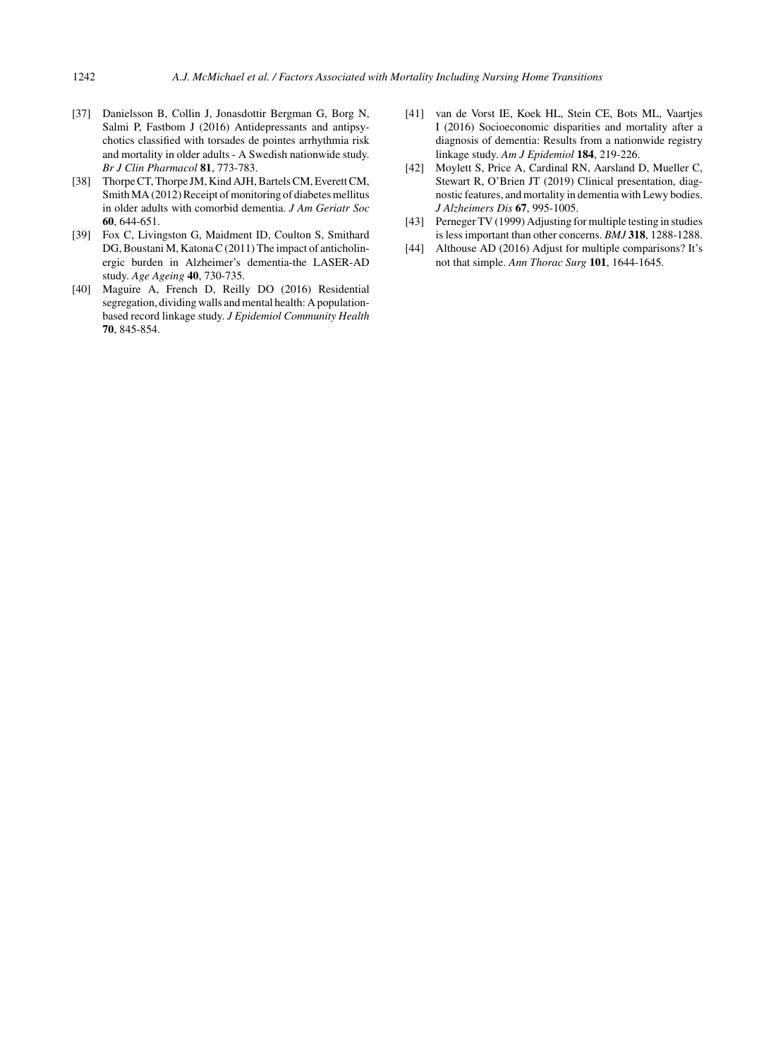[37] Danielsson B, Collin J, Jonasdottir Bergman G, Borg N, Salmi P, Fastbom J (2016) Antidepressants and antipsychotics classified with torsades de pointes arrhythmia risk and mortality in older adults - A Swedish nationwide study. *Br J Clin Pharmacol* **81**, 773-783.

[38] Thorpe CT, Thorpe JM, Kind AJH, Bartels CM, Everett CM, Smith MA (2012) Receipt of monitoring of diabetes mellitus in older adults with comorbid dementia. *J Am Geriatr Soc* **60**, 644-651.

[39] Fox C, Livingston G, Maidment ID, Coulton S, Smithard DG, Boustani M, Katona C (2011) The impact of anticholinergic burden in Alzheimer's dementia-the LASER-AD study. *Age Ageing* **40**, 730-735.

[40] Maguire A, French D, Reilly DO (2016) Residential segregation, dividing walls and mental health: A population-based record linkage study. *J Epidemiol Community Health* **70**, 845-854.

[41] van de Vorst IE, Koek HL, Stein CE, Bots ML, Vaartjes I (2016) Socioeconomic disparities and mortality after a diagnosis of dementia: Results from a nationwide registry linkage study. *Am J Epidemiol* **184**, 219-226.

[42] Moylett S, Price A, Cardinal RN, Aarsland D, Mueller C, Stewart R, O'Brien JT (2019) Clinical presentation, diagnostic features, and mortality in dementia with Lewy bodies. *J Alzheimers Dis* **67**, 995-1005.

[43] Perneger TV (1999) Adjusting for multiple testing in studies is less important than other concerns. *BMJ* **318**, 1288-1288.

[44] Althouse AD (2016) Adjust for multiple comparisons? It's not that simple. *Ann Thorac Surg* **101**, 1644-1645.